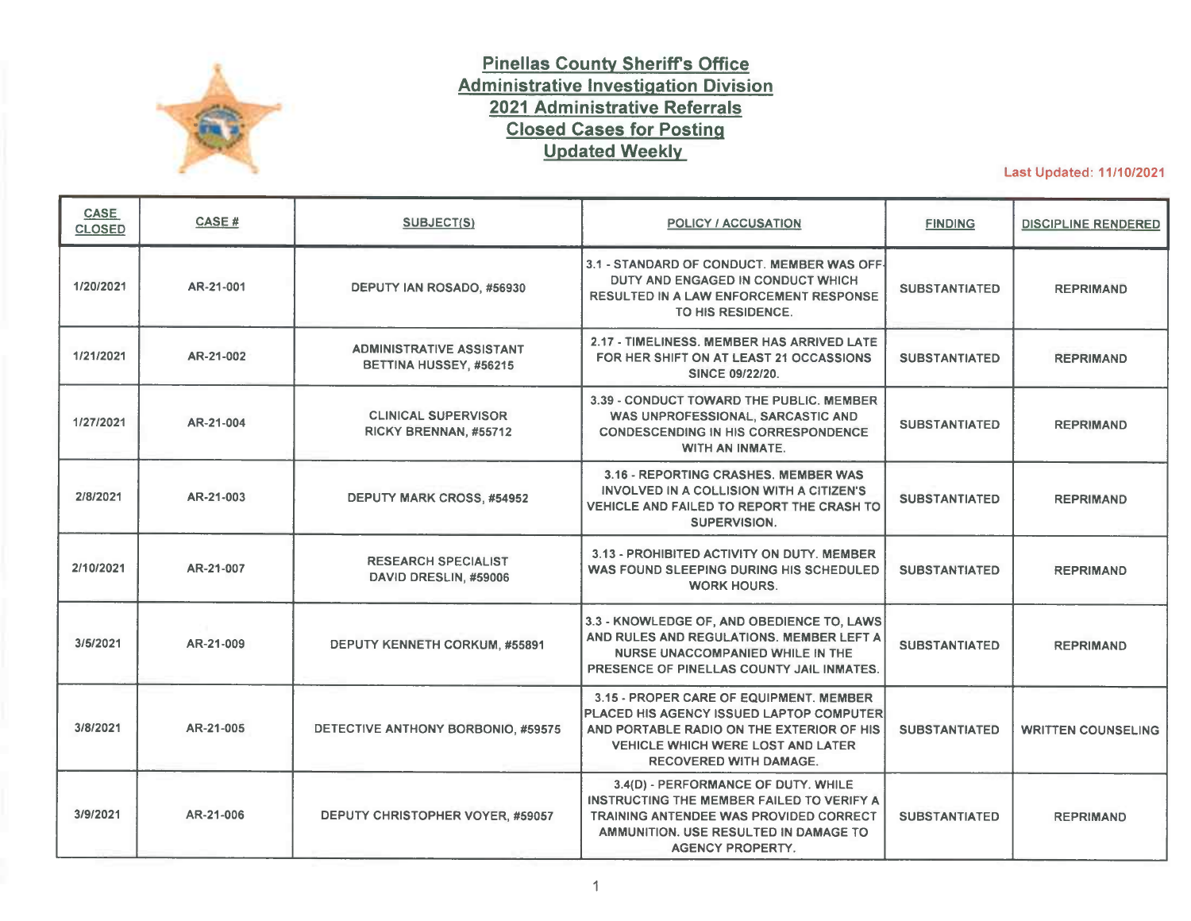# Pinellas County Sheriff's Office
## Administrative Investigation Division
## 2021 Administrative Referrals
## Closed Cases for Posting
## Updated Weekly

**Last Updated: 11/10/2021**

| CASE CLOSED | CASE # | SUBJECT(S) | POLICY / ACCUSATION | FINDING | DISCIPLINE RENDERED |
|---|---|---|---|---|---|
| 1/20/2021 | AR-21-001 | DEPUTY IAN ROSADO, #56930 | 3.1 - STANDARD OF CONDUCT. MEMBER WAS OFF-DUTY AND ENGAGED IN CONDUCT WHICH RESULTED IN A LAW ENFORCEMENT RESPONSE TO HIS RESIDENCE. | SUBSTANTIATED | REPRIMAND |
| 1/21/2021 | AR-21-002 | ADMINISTRATIVE ASSISTANT BETTINA HUSSEY, #56215 | 2.17 - TIMELINESS. MEMBER HAS ARRIVED LATE FOR HER SHIFT ON AT LEAST 21 OCCASSIONS SINCE 09/22/20. | SUBSTANTIATED | REPRIMAND |
| 1/27/2021 | AR-21-004 | CLINICAL SUPERVISOR RICKY BRENNAN, #55712 | 3.39 - CONDUCT TOWARD THE PUBLIC. MEMBER WAS UNPROFESSIONAL, SARCASTIC AND CONDESCENDING IN HIS CORRESPONDENCE WITH AN INMATE. | SUBSTANTIATED | REPRIMAND |
| 2/8/2021 | AR-21-003 | DEPUTY MARK CROSS, #54952 | 3.16 - REPORTING CRASHES. MEMBER WAS INVOLVED IN A COLLISION WITH A CITIZEN'S VEHICLE AND FAILED TO REPORT THE CRASH TO SUPERVISION. | SUBSTANTIATED | REPRIMAND |
| 2/10/2021 | AR-21-007 | RESEARCH SPECIALIST DAVID DRESLIN, #59006 | 3.13 - PROHIBITED ACTIVITY ON DUTY. MEMBER WAS FOUND SLEEPING DURING HIS SCHEDULED WORK HOURS. | SUBSTANTIATED | REPRIMAND |
| 3/5/2021 | AR-21-009 | DEPUTY KENNETH CORKUM, #55891 | 3.3 - KNOWLEDGE OF, AND OBEDIENCE TO, LAWS AND RULES AND REGULATIONS. MEMBER LEFT A NURSE UNACCOMPANIED WHILE IN THE PRESENCE OF PINELLAS COUNTY JAIL INMATES. | SUBSTANTIATED | REPRIMAND |
| 3/8/2021 | AR-21-005 | DETECTIVE ANTHONY BORBONIO, #59575 | 3.15 - PROPER CARE OF EQUIPMENT. MEMBER PLACED HIS AGENCY ISSUED LAPTOP COMPUTER AND PORTABLE RADIO ON THE EXTERIOR OF HIS VEHICLE WHICH WERE LOST AND LATER RECOVERED WITH DAMAGE. | SUBSTANTIATED | WRITTEN COUNSELING |
| 3/9/2021 | AR-21-006 | DEPUTY CHRISTOPHER VOYER, #59057 | 3.4(D) - PERFORMANCE OF DUTY. WHILE INSTRUCTING THE MEMBER FAILED TO VERIFY A TRAINING ANTENDEE WAS PROVIDED CORRECT AMMUNITION. USE RESULTED IN DAMAGE TO AGENCY PROPERTY. | SUBSTANTIATED | REPRIMAND |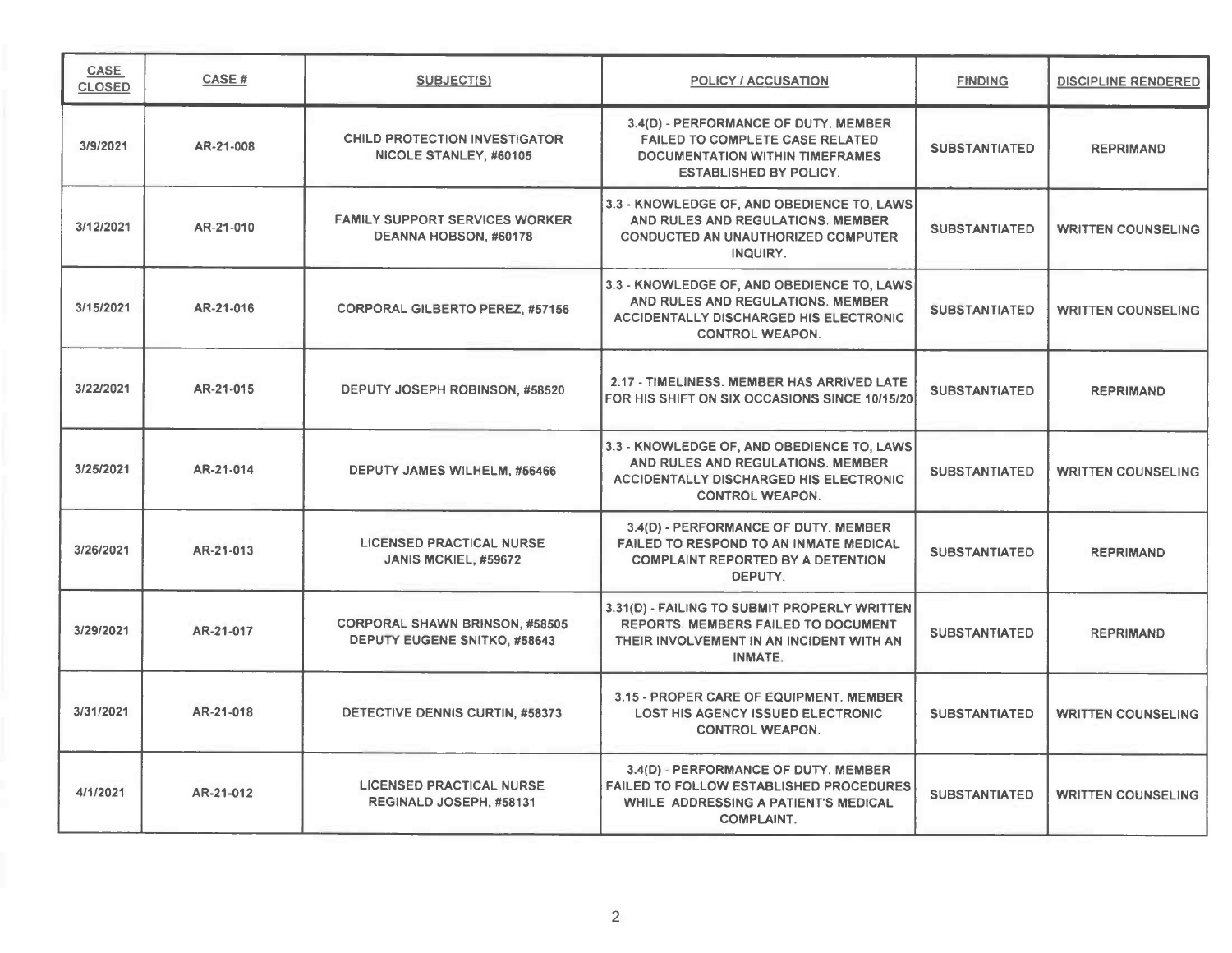| CASE CLOSED | CASE # | SUBJECT(S) | POLICY / ACCUSATION | FINDING | DISCIPLINE RENDERED |
|---|---|---|---|---|---|
| 3/9/2021 | AR-21-008 | CHILD PROTECTION INVESTIGATOR NICOLE STANLEY, #60105 | 3.4(D) - PERFORMANCE OF DUTY. MEMBER FAILED TO COMPLETE CASE RELATED DOCUMENTATION WITHIN TIMEFRAMES ESTABLISHED BY POLICY. | SUBSTANTIATED | REPRIMAND |
| 3/12/2021 | AR-21-010 | FAMILY SUPPORT SERVICES WORKER DEANNA HOBSON, #60178 | 3.3 - KNOWLEDGE OF, AND OBEDIENCE TO, LAWS AND RULES AND REGULATIONS. MEMBER CONDUCTED AN UNAUTHORIZED COMPUTER INQUIRY. | SUBSTANTIATED | WRITTEN COUNSELING |
| 3/15/2021 | AR-21-016 | CORPORAL GILBERTO PEREZ, #57156 | 3.3 - KNOWLEDGE OF, AND OBEDIENCE TO, LAWS AND RULES AND REGULATIONS. MEMBER ACCIDENTALLY DISCHARGED HIS ELECTRONIC CONTROL WEAPON. | SUBSTANTIATED | WRITTEN COUNSELING |
| 3/22/2021 | AR-21-015 | DEPUTY JOSEPH ROBINSON, #58520 | 2.17 - TIMELINESS. MEMBER HAS ARRIVED LATE FOR HIS SHIFT ON SIX OCCASIONS SINCE 10/15/20 | SUBSTANTIATED | REPRIMAND |
| 3/25/2021 | AR-21-014 | DEPUTY JAMES WILHELM, #56466 | 3.3 - KNOWLEDGE OF, AND OBEDIENCE TO, LAWS AND RULES AND REGULATIONS. MEMBER ACCIDENTALLY DISCHARGED HIS ELECTRONIC CONTROL WEAPON. | SUBSTANTIATED | WRITTEN COUNSELING |
| 3/26/2021 | AR-21-013 | LICENSED PRACTICAL NURSE JANIS MCKIEL, #59672 | 3.4(D) - PERFORMANCE OF DUTY. MEMBER FAILED TO RESPOND TO AN INMATE MEDICAL COMPLAINT REPORTED BY A DETENTION DEPUTY. | SUBSTANTIATED | REPRIMAND |
| 3/29/2021 | AR-21-017 | CORPORAL SHAWN BRINSON, #58505<br>DEPUTY EUGENE SNITKO, #58643 | 3.31(D) - FAILING TO SUBMIT PROPERLY WRITTEN REPORTS. MEMBERS FAILED TO DOCUMENT THEIR INVOLVEMENT IN AN INCIDENT WITH AN INMATE. | SUBSTANTIATED | REPRIMAND |
| 3/31/2021 | AR-21-018 | DETECTIVE DENNIS CURTIN, #58373 | 3.15 - PROPER CARE OF EQUIPMENT. MEMBER LOST HIS AGENCY ISSUED ELECTRONIC CONTROL WEAPON. | SUBSTANTIATED | WRITTEN COUNSELING |
| 4/1/2021 | AR-21-012 | LICENSED PRACTICAL NURSE REGINALD JOSEPH, #58131 | 3.4(D) - PERFORMANCE OF DUTY. MEMBER FAILED TO FOLLOW ESTABLISHED PROCEDURES WHILE ADDRESSING A PATIENT'S MEDICAL COMPLAINT. | SUBSTANTIATED | WRITTEN COUNSELING |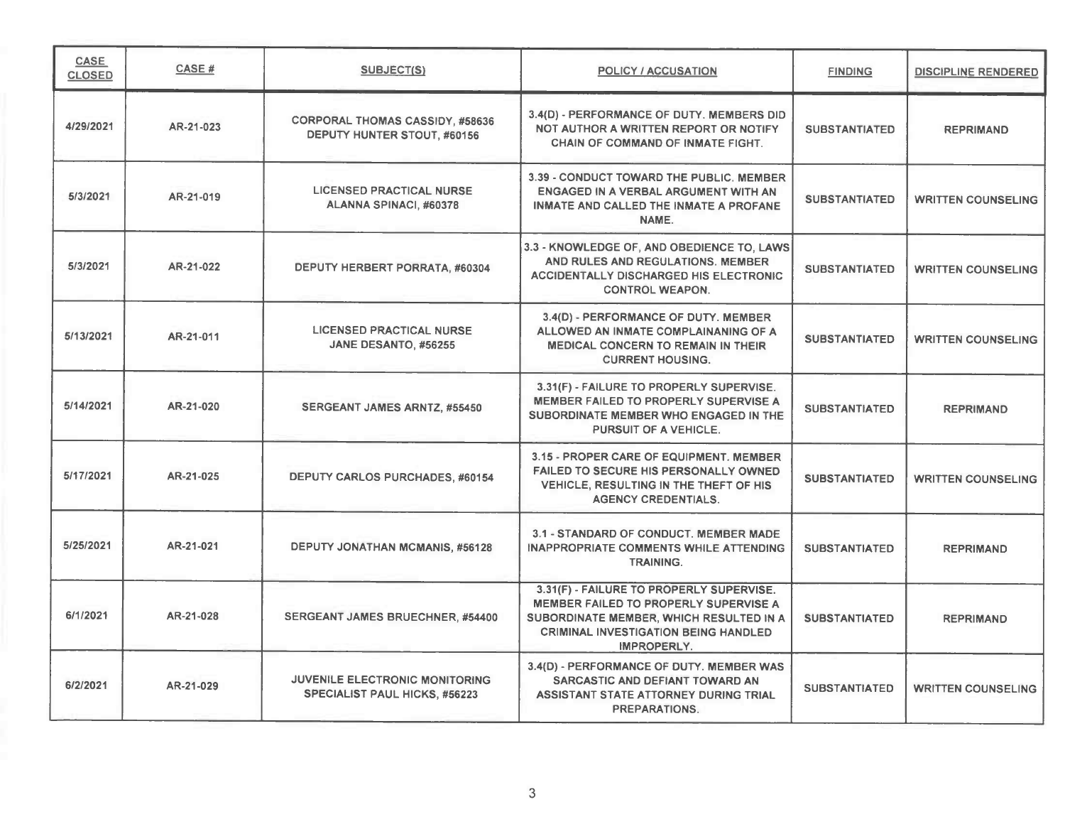| CASE CLOSED | CASE # | SUBJECT(S) | POLICY / ACCUSATION | FINDING | DISCIPLINE RENDERED |
|---|---|---|---|---|---|
| 4/29/2021 | AR-21-023 | CORPORAL THOMAS CASSIDY, #58636 DEPUTY HUNTER STOUT, #60156 | 3.4(D) - PERFORMANCE OF DUTY. MEMBERS DID NOT AUTHOR A WRITTEN REPORT OR NOTIFY CHAIN OF COMMAND OF INMATE FIGHT. | SUBSTANTIATED | REPRIMAND |
| 5/3/2021 | AR-21-019 | LICENSED PRACTICAL NURSE ALANNA SPINACI, #60378 | 3.39 - CONDUCT TOWARD THE PUBLIC. MEMBER ENGAGED IN A VERBAL ARGUMENT WITH AN INMATE AND CALLED THE INMATE A PROFANE NAME. | SUBSTANTIATED | WRITTEN COUNSELING |
| 5/3/2021 | AR-21-022 | DEPUTY HERBERT PORRATA, #60304 | 3.3 - KNOWLEDGE OF, AND OBEDIENCE TO, LAWS AND RULES AND REGULATIONS. MEMBER ACCIDENTALLY DISCHARGED HIS ELECTRONIC CONTROL WEAPON. | SUBSTANTIATED | WRITTEN COUNSELING |
| 5/13/2021 | AR-21-011 | LICENSED PRACTICAL NURSE JANE DESANTO, #56255 | 3.4(D) - PERFORMANCE OF DUTY. MEMBER ALLOWED AN INMATE COMPLAINANING OF A MEDICAL CONCERN TO REMAIN IN THEIR CURRENT HOUSING. | SUBSTANTIATED | WRITTEN COUNSELING |
| 5/14/2021 | AR-21-020 | SERGEANT JAMES ARNTZ, #55450 | 3.31(F) - FAILURE TO PROPERLY SUPERVISE. MEMBER FAILED TO PROPERLY SUPERVISE A SUBORDINATE MEMBER WHO ENGAGED IN THE PURSUIT OF A VEHICLE. | SUBSTANTIATED | REPRIMAND |
| 5/17/2021 | AR-21-025 | DEPUTY CARLOS PURCHADES, #60154 | 3.15 - PROPER CARE OF EQUIPMENT. MEMBER FAILED TO SECURE HIS PERSONALLY OWNED VEHICLE, RESULTING IN THE THEFT OF HIS AGENCY CREDENTIALS. | SUBSTANTIATED | WRITTEN COUNSELING |
| 5/25/2021 | AR-21-021 | DEPUTY JONATHAN MCMANIS, #56128 | 3.1 - STANDARD OF CONDUCT. MEMBER MADE INAPPROPRIATE COMMENTS WHILE ATTENDING TRAINING. | SUBSTANTIATED | REPRIMAND |
| 6/1/2021 | AR-21-028 | SERGEANT JAMES BRUECHNER, #54400 | 3.31(F) - FAILURE TO PROPERLY SUPERVISE. MEMBER FAILED TO PROPERLY SUPERVISE A SUBORDINATE MEMBER, WHICH RESULTED IN A CRIMINAL INVESTIGATION BEING HANDLED IMPROPERLY. | SUBSTANTIATED | REPRIMAND |
| 6/2/2021 | AR-21-029 | JUVENILE ELECTRONIC MONITORING SPECIALIST PAUL HICKS, #56223 | 3.4(D) - PERFORMANCE OF DUTY. MEMBER WAS SARCASTIC AND DEFIANT TOWARD AN ASSISTANT STATE ATTORNEY DURING TRIAL PREPARATIONS. | SUBSTANTIATED | WRITTEN COUNSELING |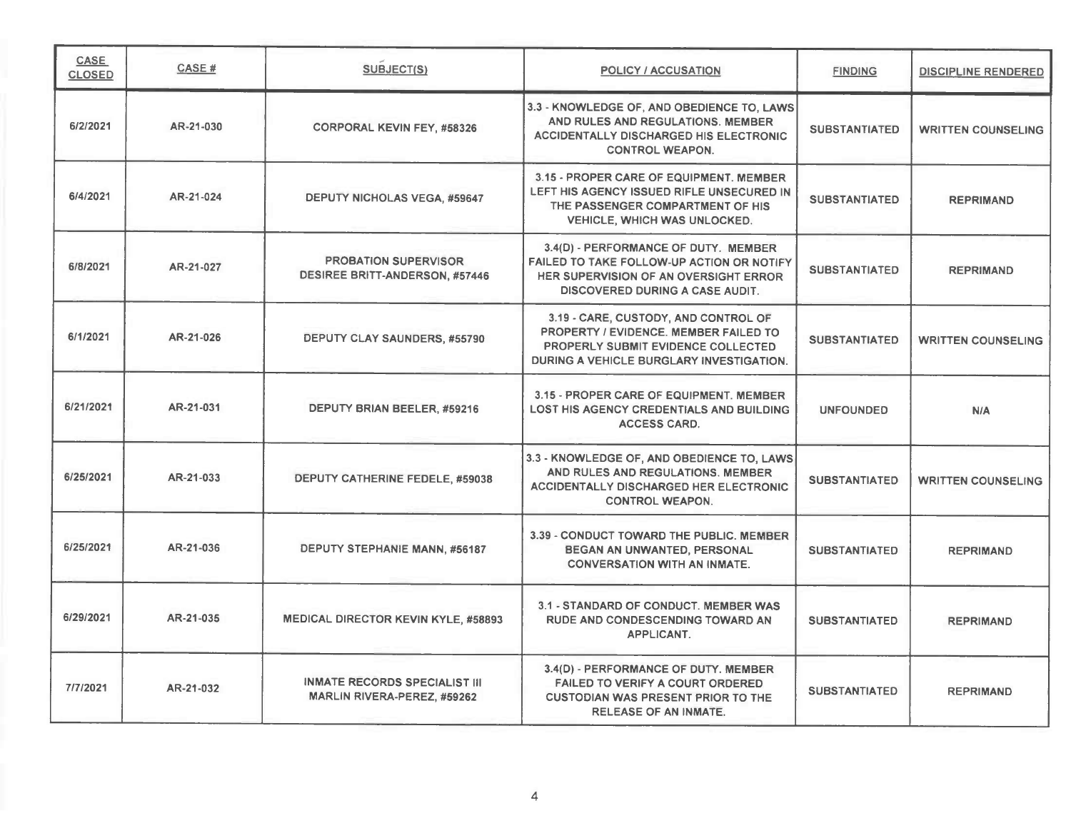| CASE CLOSED | CASE # | SUBJECT(S) | POLICY / ACCUSATION | FINDING | DISCIPLINE RENDERED |
| --- | --- | --- | --- | --- | --- |
| 6/2/2021 | AR-21-030 | CORPORAL KEVIN FEY, #58326 | 3.3 - KNOWLEDGE OF, AND OBEDIENCE TO, LAWS AND RULES AND REGULATIONS. MEMBER ACCIDENTALLY DISCHARGED HIS ELECTRONIC CONTROL WEAPON. | SUBSTANTIATED | WRITTEN COUNSELING |
| 6/4/2021 | AR-21-024 | DEPUTY NICHOLAS VEGA, #59647 | 3.15 - PROPER CARE OF EQUIPMENT. MEMBER LEFT HIS AGENCY ISSUED RIFLE UNSECURED IN THE PASSENGER COMPARTMENT OF HIS VEHICLE, WHICH WAS UNLOCKED. | SUBSTANTIATED | REPRIMAND |
| 6/8/2021 | AR-21-027 | PROBATION SUPERVISOR DESIREE BRITT-ANDERSON, #57446 | 3.4(D) - PERFORMANCE OF DUTY. MEMBER FAILED TO TAKE FOLLOW-UP ACTION OR NOTIFY HER SUPERVISION OF AN OVERSIGHT ERROR DISCOVERED DURING A CASE AUDIT. | SUBSTANTIATED | REPRIMAND |
| 6/1/2021 | AR-21-026 | DEPUTY CLAY SAUNDERS, #55790 | 3.19 - CARE, CUSTODY, AND CONTROL OF PROPERTY / EVIDENCE. MEMBER FAILED TO PROPERLY SUBMIT EVIDENCE COLLECTED DURING A VEHICLE BURGLARY INVESTIGATION. | SUBSTANTIATED | WRITTEN COUNSELING |
| 6/21/2021 | AR-21-031 | DEPUTY BRIAN BEELER, #59216 | 3.15 - PROPER CARE OF EQUIPMENT. MEMBER LOST HIS AGENCY CREDENTIALS AND BUILDING ACCESS CARD. | UNFOUNDED | N/A |
| 6/25/2021 | AR-21-033 | DEPUTY CATHERINE FEDELE, #59038 | 3.3 - KNOWLEDGE OF, AND OBEDIENCE TO, LAWS AND RULES AND REGULATIONS. MEMBER ACCIDENTALLY DISCHARGED HER ELECTRONIC CONTROL WEAPON. | SUBSTANTIATED | WRITTEN COUNSELING |
| 6/25/2021 | AR-21-036 | DEPUTY STEPHANIE MANN, #56187 | 3.39 - CONDUCT TOWARD THE PUBLIC. MEMBER BEGAN AN UNWANTED, PERSONAL CONVERSATION WITH AN INMATE. | SUBSTANTIATED | REPRIMAND |
| 6/29/2021 | AR-21-035 | MEDICAL DIRECTOR KEVIN KYLE, #58893 | 3.1 - STANDARD OF CONDUCT. MEMBER WAS RUDE AND CONDESCENDING TOWARD AN APPLICANT. | SUBSTANTIATED | REPRIMAND |
| 7/7/2021 | AR-21-032 | INMATE RECORDS SPECIALIST III MARLIN RIVERA-PEREZ, #59262 | 3.4(D) - PERFORMANCE OF DUTY. MEMBER FAILED TO VERIFY A COURT ORDERED CUSTODIAN WAS PRESENT PRIOR TO THE RELEASE OF AN INMATE. | SUBSTANTIATED | REPRIMAND |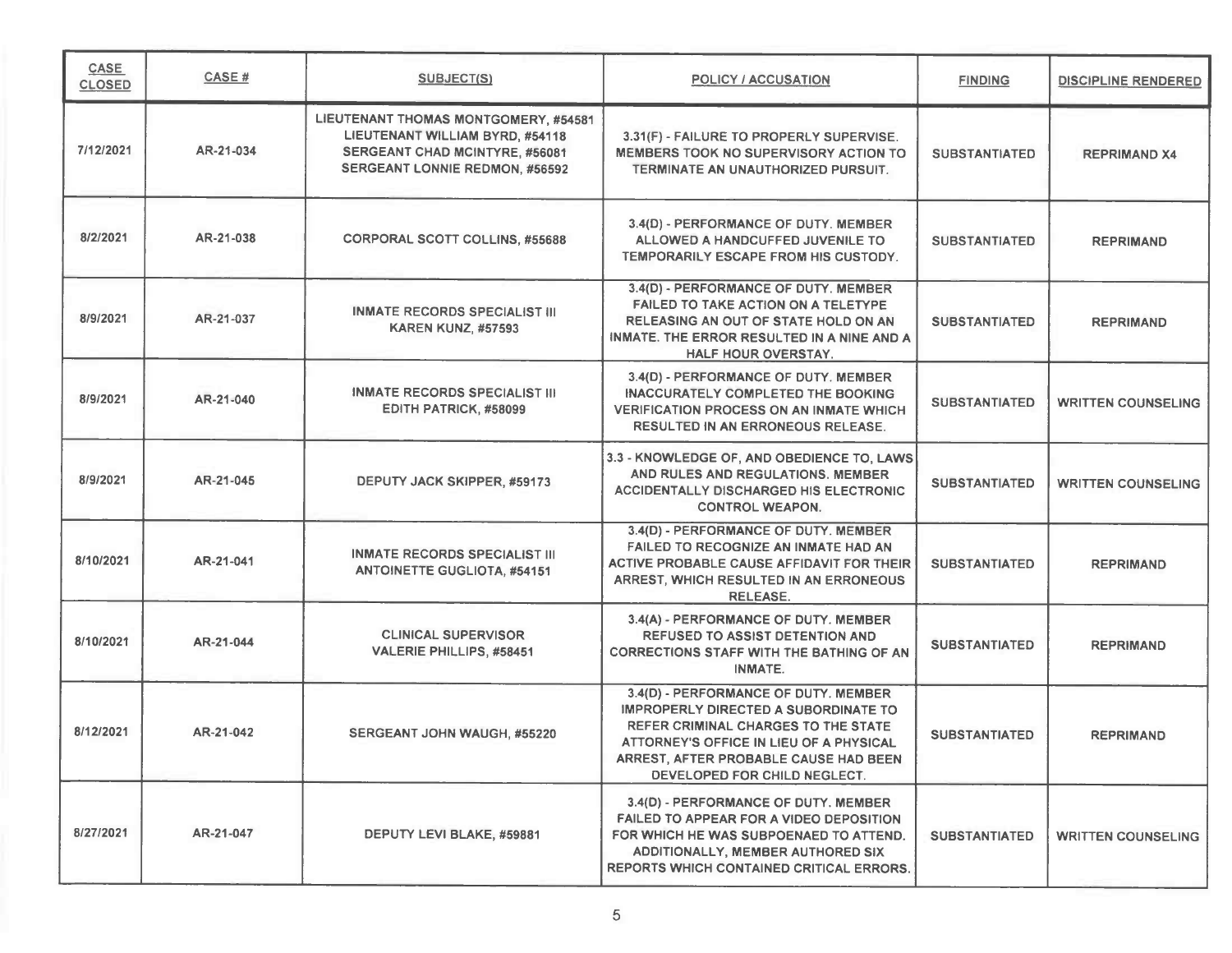| CASE CLOSED | CASE # | SUBJECT(S) | POLICY / ACCUSATION | FINDING | DISCIPLINE RENDERED |
|---|---|---|---|---|---|
| 7/12/2021 | AR-21-034 | LIEUTENANT THOMAS MONTGOMERY, #54581 LIEUTENANT WILLIAM BYRD, #54118 SERGEANT CHAD MCINTYRE, #56081 SERGEANT LONNIE REDMON, #56592 | 3.31(F) - FAILURE TO PROPERLY SUPERVISE. MEMBERS TOOK NO SUPERVISORY ACTION TO TERMINATE AN UNAUTHORIZED PURSUIT. | SUBSTANTIATED | REPRIMAND X4 |
| 8/2/2021 | AR-21-038 | CORPORAL SCOTT COLLINS, #55688 | 3.4(D) - PERFORMANCE OF DUTY. MEMBER ALLOWED A HANDCUFFED JUVENILE TO TEMPORARILY ESCAPE FROM HIS CUSTODY. | SUBSTANTIATED | REPRIMAND |
| 8/9/2021 | AR-21-037 | INMATE RECORDS SPECIALIST III KAREN KUNZ, #57593 | 3.4(D) - PERFORMANCE OF DUTY. MEMBER FAILED TO TAKE ACTION ON A TELETYPE RELEASING AN OUT OF STATE HOLD ON AN INMATE. THE ERROR RESULTED IN A NINE AND A HALF HOUR OVERSTAY. | SUBSTANTIATED | REPRIMAND |
| 8/9/2021 | AR-21-040 | INMATE RECORDS SPECIALIST III EDITH PATRICK, #58099 | 3.4(D) - PERFORMANCE OF DUTY. MEMBER INACCURATELY COMPLETED THE BOOKING VERIFICATION PROCESS ON AN INMATE WHICH RESULTED IN AN ERRONEOUS RELEASE. | SUBSTANTIATED | WRITTEN COUNSELING |
| 8/9/2021 | AR-21-045 | DEPUTY JACK SKIPPER, #59173 | 3.3 - KNOWLEDGE OF, AND OBEDIENCE TO, LAWS AND RULES AND REGULATIONS. MEMBER ACCIDENTALLY DISCHARGED HIS ELECTRONIC CONTROL WEAPON. | SUBSTANTIATED | WRITTEN COUNSELING |
| 8/10/2021 | AR-21-041 | INMATE RECORDS SPECIALIST III ANTOINETTE GUGLIOTA, #54151 | 3.4(D) - PERFORMANCE OF DUTY. MEMBER FAILED TO RECOGNIZE AN INMATE HAD AN ACTIVE PROBABLE CAUSE AFFIDAVIT FOR THEIR ARREST, WHICH RESULTED IN AN ERRONEOUS RELEASE. | SUBSTANTIATED | REPRIMAND |
| 8/10/2021 | AR-21-044 | CLINICAL SUPERVISOR VALERIE PHILLIPS, #58451 | 3.4(A) - PERFORMANCE OF DUTY. MEMBER REFUSED TO ASSIST DETENTION AND CORRECTIONS STAFF WITH THE BATHING OF AN INMATE. | SUBSTANTIATED | REPRIMAND |
| 8/12/2021 | AR-21-042 | SERGEANT JOHN WAUGH, #55220 | 3.4(D) - PERFORMANCE OF DUTY. MEMBER IMPROPERLY DIRECTED A SUBORDINATE TO REFER CRIMINAL CHARGES TO THE STATE ATTORNEY'S OFFICE IN LIEU OF A PHYSICAL ARREST, AFTER PROBABLE CAUSE HAD BEEN DEVELOPED FOR CHILD NEGLECT. | SUBSTANTIATED | REPRIMAND |
| 8/27/2021 | AR-21-047 | DEPUTY LEVI BLAKE, #59881 | 3.4(D) - PERFORMANCE OF DUTY. MEMBER FAILED TO APPEAR FOR A VIDEO DEPOSITION FOR WHICH HE WAS SUBPOENAED TO ATTEND. ADDITIONALLY, MEMBER AUTHORED SIX REPORTS WHICH CONTAINED CRITICAL ERRORS. | SUBSTANTIATED | WRITTEN COUNSELING |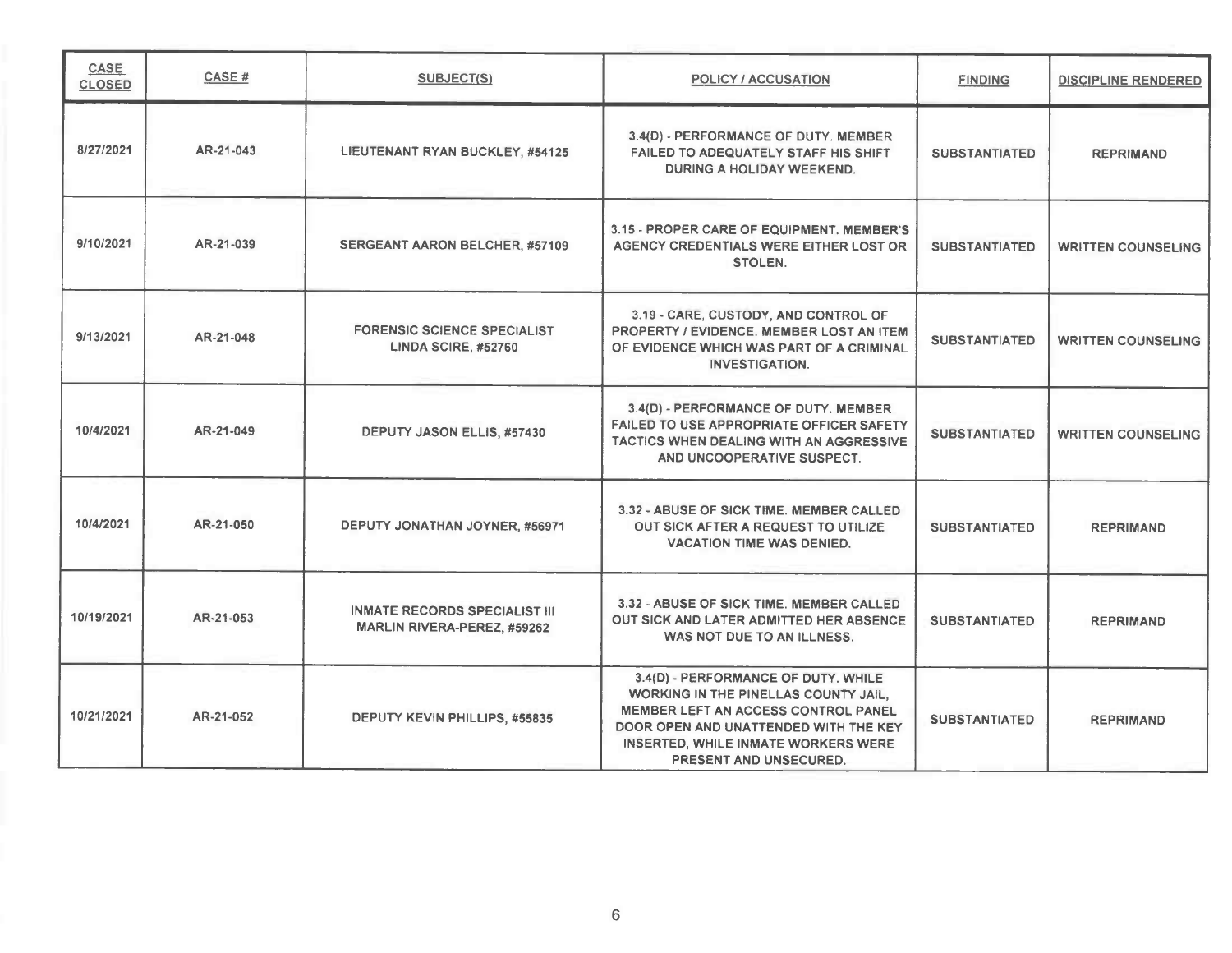| CASE CLOSED | CASE # | SUBJECT(S) | POLICY / ACCUSATION | FINDING | DISCIPLINE RENDERED |
|---|---|---|---|---|---|
| 8/27/2021 | AR-21-043 | LIEUTENANT RYAN BUCKLEY, #54125 | 3.4(D) - PERFORMANCE OF DUTY. MEMBER FAILED TO ADEQUATELY STAFF HIS SHIFT DURING A HOLIDAY WEEKEND. | SUBSTANTIATED | REPRIMAND |
| 9/10/2021 | AR-21-039 | SERGEANT AARON BELCHER, #57109 | 3.15 - PROPER CARE OF EQUIPMENT. MEMBER'S AGENCY CREDENTIALS WERE EITHER LOST OR STOLEN. | SUBSTANTIATED | WRITTEN COUNSELING |
| 9/13/2021 | AR-21-048 | FORENSIC SCIENCE SPECIALIST LINDA SCIRE, #52760 | 3.19 - CARE, CUSTODY, AND CONTROL OF PROPERTY / EVIDENCE. MEMBER LOST AN ITEM OF EVIDENCE WHICH WAS PART OF A CRIMINAL INVESTIGATION. | SUBSTANTIATED | WRITTEN COUNSELING |
| 10/4/2021 | AR-21-049 | DEPUTY JASON ELLIS, #57430 | 3.4(D) - PERFORMANCE OF DUTY. MEMBER FAILED TO USE APPROPRIATE OFFICER SAFETY TACTICS WHEN DEALING WITH AN AGGRESSIVE AND UNCOOPERATIVE SUSPECT. | SUBSTANTIATED | WRITTEN COUNSELING |
| 10/4/2021 | AR-21-050 | DEPUTY JONATHAN JOYNER, #56971 | 3.32 - ABUSE OF SICK TIME. MEMBER CALLED OUT SICK AFTER A REQUEST TO UTILIZE VACATION TIME WAS DENIED. | SUBSTANTIATED | REPRIMAND |
| 10/19/2021 | AR-21-053 | INMATE RECORDS SPECIALIST III MARLIN RIVERA-PEREZ, #59262 | 3.32 - ABUSE OF SICK TIME. MEMBER CALLED OUT SICK AND LATER ADMITTED HER ABSENCE WAS NOT DUE TO AN ILLNESS. | SUBSTANTIATED | REPRIMAND |
| 10/21/2021 | AR-21-052 | DEPUTY KEVIN PHILLIPS, #55835 | 3.4(D) - PERFORMANCE OF DUTY. WHILE WORKING IN THE PINELLAS COUNTY JAIL, MEMBER LEFT AN ACCESS CONTROL PANEL DOOR OPEN AND UNATTENDED WITH THE KEY INSERTED, WHILE INMATE WORKERS WERE PRESENT AND UNSECURED. | SUBSTANTIATED | REPRIMAND |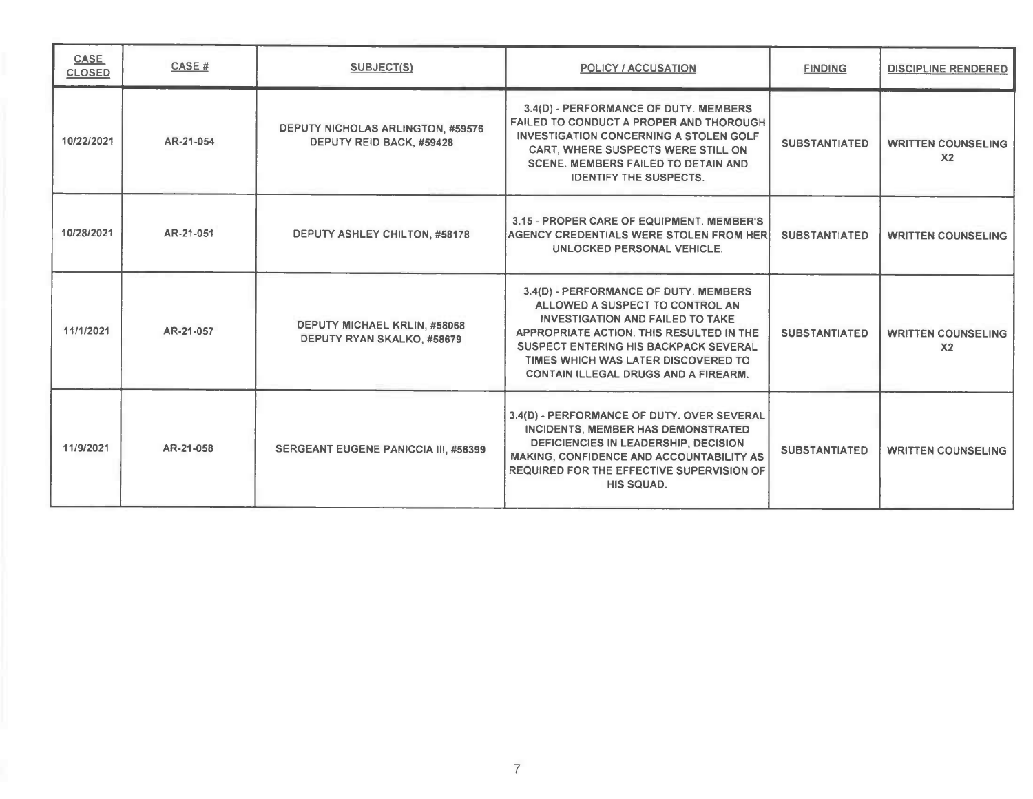| CASE CLOSED | CASE # | SUBJECT(S) | POLICY / ACCUSATION | FINDING | DISCIPLINE RENDERED |
|---|---|---|---|---|---|
| 10/22/2021 | AR-21-054 | DEPUTY NICHOLAS ARLINGTON, #59576<br>DEPUTY REID BACK, #59428 | 3.4(D) - PERFORMANCE OF DUTY. MEMBERS FAILED TO CONDUCT A PROPER AND THOROUGH INVESTIGATION CONCERNING A STOLEN GOLF CART, WHERE SUSPECTS WERE STILL ON SCENE. MEMBERS FAILED TO DETAIN AND IDENTIFY THE SUSPECTS. | SUBSTANTIATED | WRITTEN COUNSELING X2 |
| 10/28/2021 | AR-21-051 | DEPUTY ASHLEY CHILTON, #58178 | 3.15 - PROPER CARE OF EQUIPMENT. MEMBER'S AGENCY CREDENTIALS WERE STOLEN FROM HER UNLOCKED PERSONAL VEHICLE. | SUBSTANTIATED | WRITTEN COUNSELING |
| 11/1/2021 | AR-21-057 | DEPUTY MICHAEL KRLIN, #58068<br>DEPUTY RYAN SKALKO, #58679 | 3.4(D) - PERFORMANCE OF DUTY. MEMBERS ALLOWED A SUSPECT TO CONTROL AN INVESTIGATION AND FAILED TO TAKE APPROPRIATE ACTION. THIS RESULTED IN THE SUSPECT ENTERING HIS BACKPACK SEVERAL TIMES WHICH WAS LATER DISCOVERED TO CONTAIN ILLEGAL DRUGS AND A FIREARM. | SUBSTANTIATED | WRITTEN COUNSELING X2 |
| 11/9/2021 | AR-21-058 | SERGEANT EUGENE PANICCIA III, #56399 | 3.4(D) - PERFORMANCE OF DUTY. OVER SEVERAL INCIDENTS, MEMBER HAS DEMONSTRATED DEFICIENCIES IN LEADERSHIP, DECISION MAKING, CONFIDENCE AND ACCOUNTABILITY AS REQUIRED FOR THE EFFECTIVE SUPERVISION OF HIS SQUAD. | SUBSTANTIATED | WRITTEN COUNSELING |